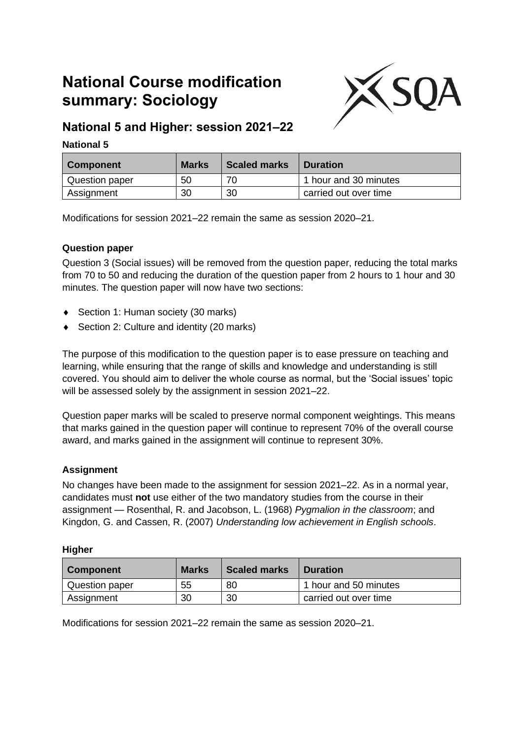# National Course modification summary: Sociology

## National 5 and Higher: session 2021–22

### National 5

| Component | Marks | Scaled marks | Duration |
| --- | --- | --- | --- |
| Question paper | 50 | 70 | 1 hour and 30 minutes |
| Assignment | 30 | 30 | carried out over time |

Modifications for session 2021–22 remain the same as session 2020–21.

**Question paper**

Question 3 (Social issues) will be removed from the question paper, reducing the total marks from 70 to 50 and reducing the duration of the question paper from 2 hours to 1 hour and 30 minutes. The question paper will now have two sections:

- Section 1: Human society (30 marks)
- Section 2: Culture and identity (20 marks)

The purpose of this modification to the question paper is to ease pressure on teaching and learning, while ensuring that the range of skills and knowledge and understanding is still covered. You should aim to deliver the whole course as normal, but the 'Social issues' topic will be assessed solely by the assignment in session 2021–22.

Question paper marks will be scaled to preserve normal component weightings. This means that marks gained in the question paper will continue to represent 70% of the overall course award, and marks gained in the assignment will continue to represent 30%.

**Assignment**

No changes have been made to the assignment for session 2021–22. As in a normal year, candidates must **not** use either of the two mandatory studies from the course in their assignment — Rosenthal, R. and Jacobson, L. (1968) *Pygmalion in the classroom*; and Kingdon, G. and Cassen, R. (2007) *Understanding low achievement in English schools*.

### Higher

| Component | Marks | Scaled marks | Duration |
| --- | --- | --- | --- |
| Question paper | 55 | 80 | 1 hour and 50 minutes |
| Assignment | 30 | 30 | carried out over time |

Modifications for session 2021–22 remain the same as session 2020–21.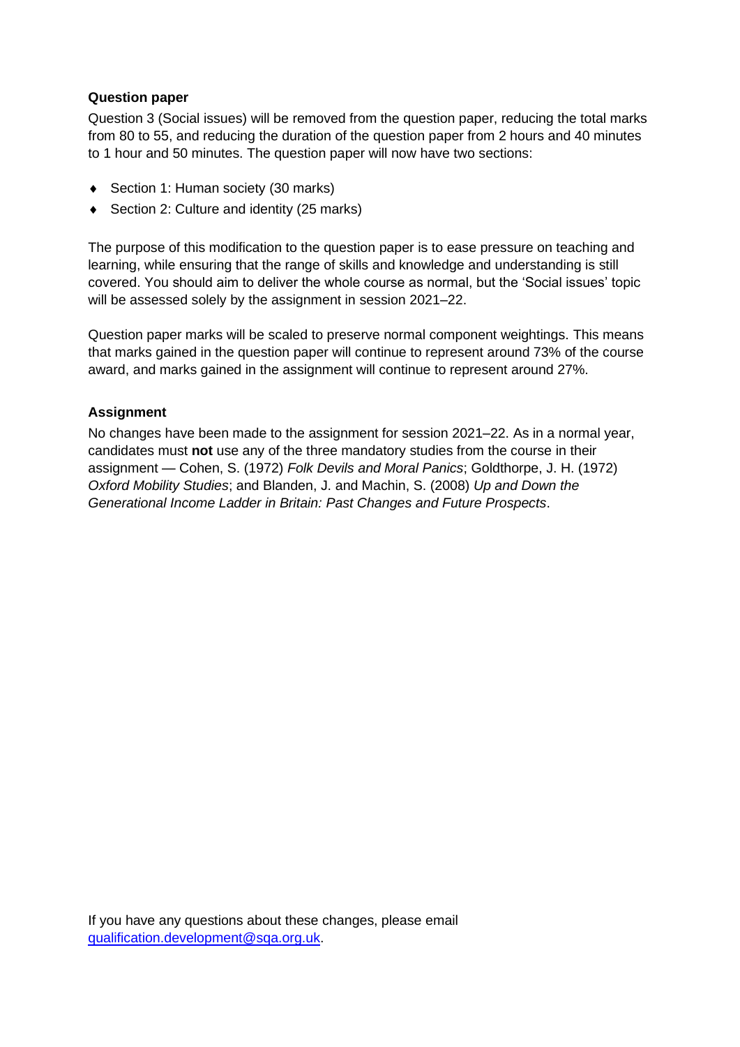**Question paper**

Question 3 (Social issues) will be removed from the question paper, reducing the total marks from 80 to 55, and reducing the duration of the question paper from 2 hours and 40 minutes to 1 hour and 50 minutes. The question paper will now have two sections:

- Section 1: Human society (30 marks)
- Section 2: Culture and identity (25 marks)

The purpose of this modification to the question paper is to ease pressure on teaching and learning, while ensuring that the range of skills and knowledge and understanding is still covered. You should aim to deliver the whole course as normal, but the 'Social issues' topic will be assessed solely by the assignment in session 2021–22.

Question paper marks will be scaled to preserve normal component weightings. This means that marks gained in the question paper will continue to represent around 73% of the course award, and marks gained in the assignment will continue to represent around 27%.

**Assignment**

No changes have been made to the assignment for session 2021–22. As in a normal year, candidates must **not** use any of the three mandatory studies from the course in their assignment — Cohen, S. (1972) *Folk Devils and Moral Panics*; Goldthorpe, J. H. (1972) *Oxford Mobility Studies*; and Blanden, J. and Machin, S. (2008) *Up and Down the Generational Income Ladder in Britain: Past Changes and Future Prospects*.

If you have any questions about these changes, please email [qualification.development@sqa.org.uk](mailto:qualification.development@sqa.org.uk).